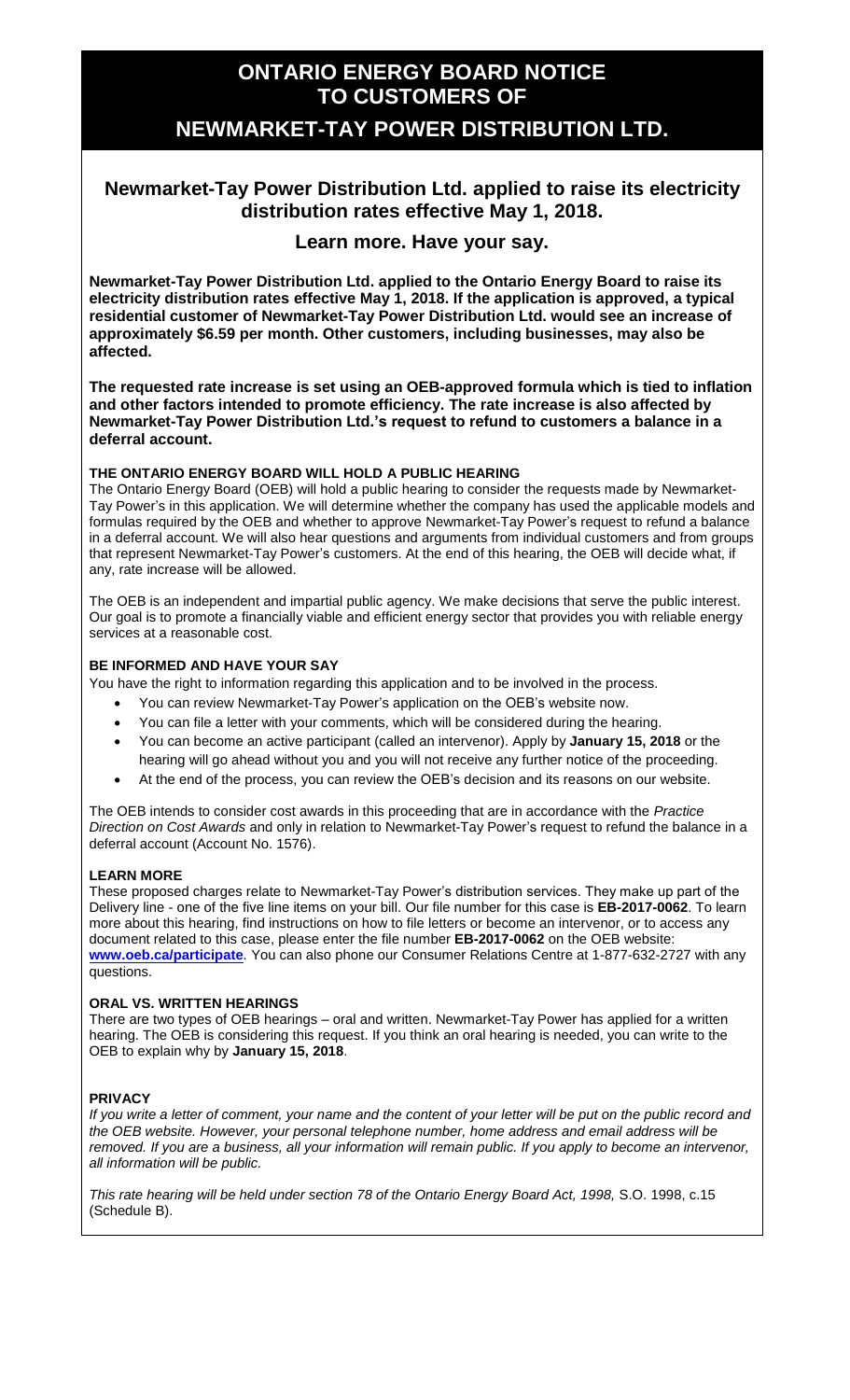# ONTARIO ENERGY BOARD NOTICE TO CUSTOMERS OF

# NEWMARKET-TAY POWER DISTRIBUTION LTD.

## Newmarket-Tay Power Distribution Ltd. applied to raise its electricity distribution rates effective May 1, 2018.

### Learn more. Have your say.

**Newmarket-Tay Power Distribution Ltd. applied to the Ontario Energy Board to raise its electricity distribution rates effective May 1, 2018. If the application is approved, a typical residential customer of Newmarket-Tay Power Distribution Ltd. would see an increase of approximately $6.59 per month. Other customers, including businesses, may also be affected.**

**The requested rate increase is set using an OEB-approved formula which is tied to inflation and other factors intended to promote efficiency. The rate increase is also affected by Newmarket-Tay Power Distribution Ltd.'s request to refund to customers a balance in a deferral account.**

#### THE ONTARIO ENERGY BOARD WILL HOLD A PUBLIC HEARING

The Ontario Energy Board (OEB) will hold a public hearing to consider the requests made by Newmarket-Tay Power's in this application. We will determine whether the company has used the applicable models and formulas required by the OEB and whether to approve Newmarket-Tay Power's request to refund a balance in a deferral account. We will also hear questions and arguments from individual customers and from groups that represent Newmarket-Tay Power's customers. At the end of this hearing, the OEB will decide what, if any, rate increase will be allowed.

The OEB is an independent and impartial public agency. We make decisions that serve the public interest. Our goal is to promote a financially viable and efficient energy sector that provides you with reliable energy services at a reasonable cost.

#### BE INFORMED AND HAVE YOUR SAY

You have the right to information regarding this application and to be involved in the process.

- You can review Newmarket-Tay Power's application on the OEB's website now.
- You can file a letter with your comments, which will be considered during the hearing.
- You can become an active participant (called an intervenor). Apply by **January 15, 2018** or the hearing will go ahead without you and you will not receive any further notice of the proceeding.
- At the end of the process, you can review the OEB's decision and its reasons on our website.

The OEB intends to consider cost awards in this proceeding that are in accordance with the *Practice Direction on Cost Awards* and only in relation to Newmarket-Tay Power's request to refund the balance in a deferral account (Account No. 1576).

#### LEARN MORE

These proposed charges relate to Newmarket-Tay Power's distribution services. They make up part of the Delivery line - one of the five line items on your bill. Our file number for this case is **EB-2017-0062**. To learn more about this hearing, find instructions on how to file letters or become an intervenor, or to access any document related to this case, please enter the file number **EB-2017-0062** on the OEB website: **www.oeb.ca/participate**. You can also phone our Consumer Relations Centre at 1-877-632-2727 with any questions.

#### ORAL VS. WRITTEN HEARINGS

There are two types of OEB hearings – oral and written. Newmarket-Tay Power has applied for a written hearing. The OEB is considering this request. If you think an oral hearing is needed, you can write to the OEB to explain why by **January 15, 2018**.

#### PRIVACY

*If you write a letter of comment, your name and the content of your letter will be put on the public record and the OEB website. However, your personal telephone number, home address and email address will be removed. If you are a business, all your information will remain public. If you apply to become an intervenor, all information will be public.*

*This rate hearing will be held under section 78 of the Ontario Energy Board Act, 1998,* S.O. 1998, c.15 (Schedule B).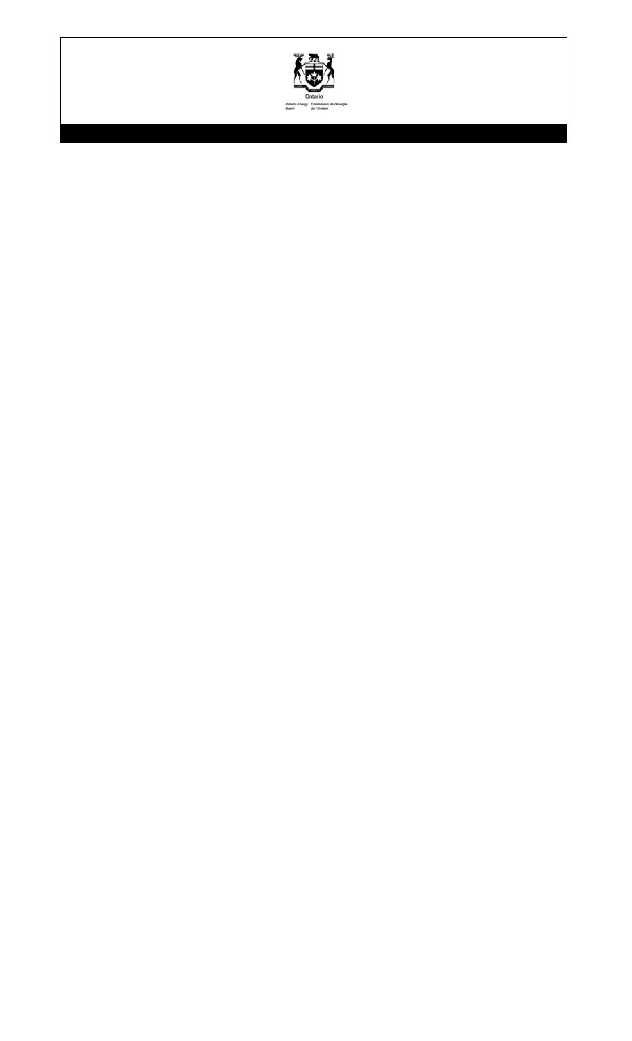Ontario

Ontario Energy Board

Commission de l'énergie de l'Ontario